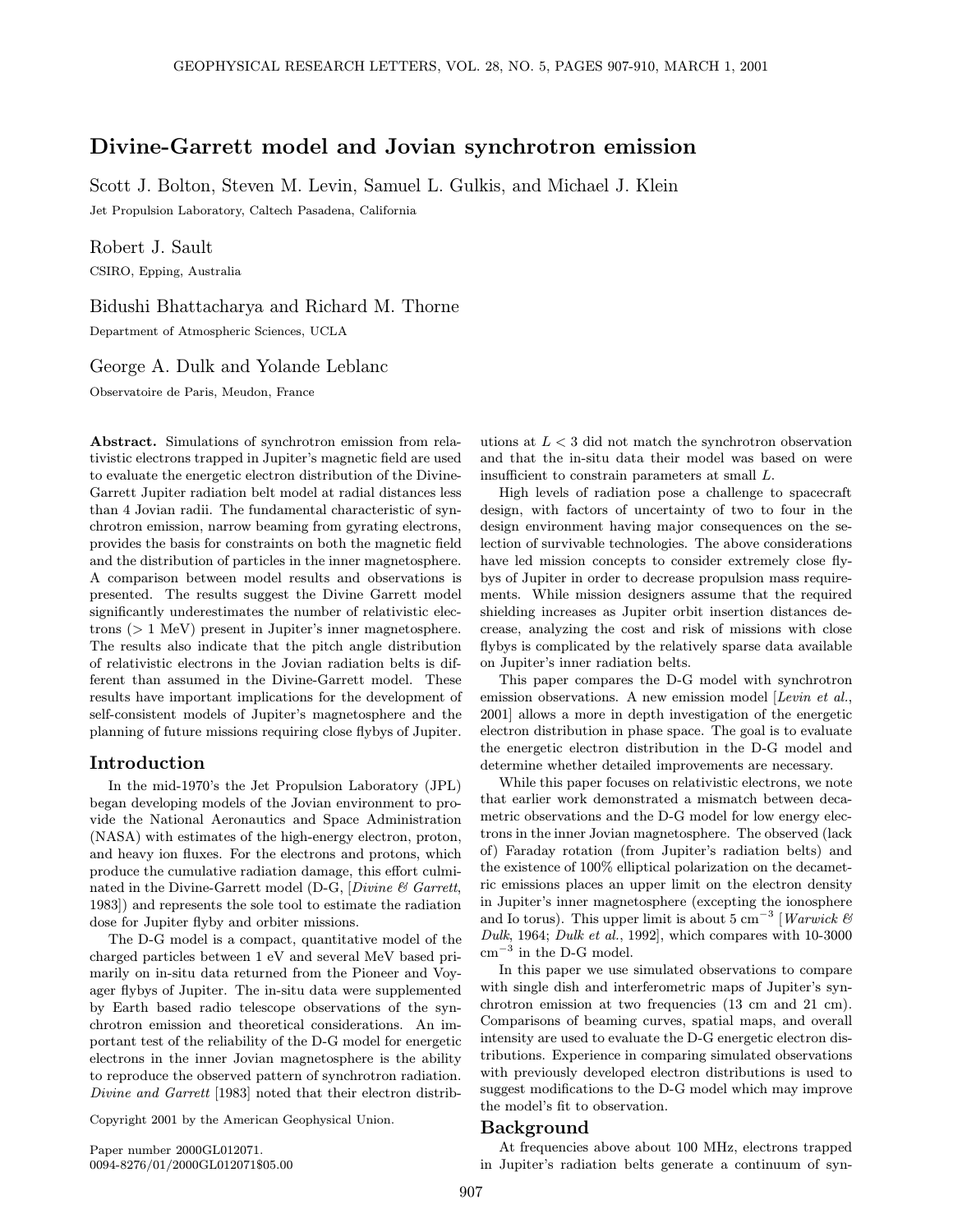# Divine-Garrett model and Jovian synchrotron emission

Scott J. Bolton, Steven M. Levin, Samuel L. Gulkis, and Michael J. Klein

Jet Propulsion Laboratory, Caltech Pasadena, California

Robert J. Sault

CSIRO, Epping, Australia

Bidushi Bhattacharya and Richard M. Thorne

Department of Atmospheric Sciences, UCLA

George A. Dulk and Yolande Leblanc

Observatoire de Paris, Meudon, France

**Abstract.** Simulations of synchrotron emission from relativistic electrons trapped in Jupiter's magnetic field are used to evaluate the energetic electron distribution of the Divine-Garrett Jupiter radiation belt model at radial distances less than 4 Jovian radii. The fundamental characteristic of synchrotron emission, narrow beaming from gyrating electrons, provides the basis for constraints on both the magnetic field and the distribution of particles in the inner magnetosphere. A comparison between model results and observations is presented. The results suggest the Divine Garrett model significantly underestimates the number of relativistic electrons (> 1 MeV) present in Jupiter's inner magnetosphere. The results also indicate that the pitch angle distribution of relativistic electrons in the Jovian radiation belts is different than assumed in the Divine-Garrett model. These results have important implications for the development of self-consistent models of Jupiter's magnetosphere and the planning of future missions requiring close flybys of Jupiter.

## Introduction

In the mid-1970's the Jet Propulsion Laboratory (JPL) began developing models of the Jovian environment to provide the National Aeronautics and Space Administration (NASA) with estimates of the high-energy electron, proton, and heavy ion fluxes. For the electrons and protons, which produce the cumulative radiation damage, this effort culminated in the Divine-Garrett model (D-G, [*Divine & Garrett*, 1983]) and represents the sole tool to estimate the radiation dose for Jupiter flyby and orbiter missions.

The D-G model is a compact, quantitative model of the charged particles between 1 eV and several MeV based primarily on in-situ data returned from the Pioneer and Voyager flybys of Jupiter. The in-situ data were supplemented by Earth based radio telescope observations of the synchrotron emission and theoretical considerations. An important test of the reliability of the D-G model for energetic electrons in the inner Jovian magnetosphere is the ability to reproduce the observed pattern of synchrotron radiation. *Divine and Garrett* [1983] noted that their electron distributions at $L < 3$ did not match the synchrotron observation and that the in-situ data their model was based on were insufficient to constrain parameters at small $L$.

High levels of radiation pose a challenge to spacecraft design, with factors of uncertainty of two to four in the design environment having major consequences on the selection of survivable technologies. The above considerations have led mission concepts to consider extremely close flybys of Jupiter in order to decrease propulsion mass requirements. While mission designers assume that the required shielding increases as Jupiter orbit insertion distances decrease, analyzing the cost and risk of missions with close flybys is complicated by the relatively sparse data available on Jupiter's inner radiation belts.

This paper compares the D-G model with synchrotron emission observations. A new emission model [*Levin et al.*, 2001] allows a more in depth investigation of the energetic electron distribution in phase space. The goal is to evaluate the energetic electron distribution in the D-G model and determine whether detailed improvements are necessary.

While this paper focuses on relativistic electrons, we note that earlier work demonstrated a mismatch between decametric observations and the D-G model for low energy electrons in the inner Jovian magnetosphere. The observed (lack of) Faraday rotation (from Jupiter's radiation belts) and the existence of 100% elliptical polarization on the decametric emissions places an upper limit on the electron density in Jupiter's inner magnetosphere (excepting the ionosphere and Io torus). This upper limit is about 5 cm$^{-3}$ [*Warwick & Dulk*, 1964; *Dulk et al.*, 1992], which compares with 10-3000 cm$^{-3}$ in the D-G model.

In this paper we use simulated observations to compare with single dish and interferometric maps of Jupiter's synchrotron emission at two frequencies (13 cm and 21 cm). Comparisons of beaming curves, spatial maps, and overall intensity are used to evaluate the D-G energetic electron distributions. Experience in comparing simulated observations with previously developed electron distributions is used to suggest modifications to the D-G model which may improve the model's fit to observation.

## Background

At frequencies above about 100 MHz, electrons trapped in Jupiter's radiation belts generate a continuum of syn-

Copyright 2001 by the American Geophysical Union.

Paper number 2000GL012071.
0094-8276/01/2000GL012071$05.00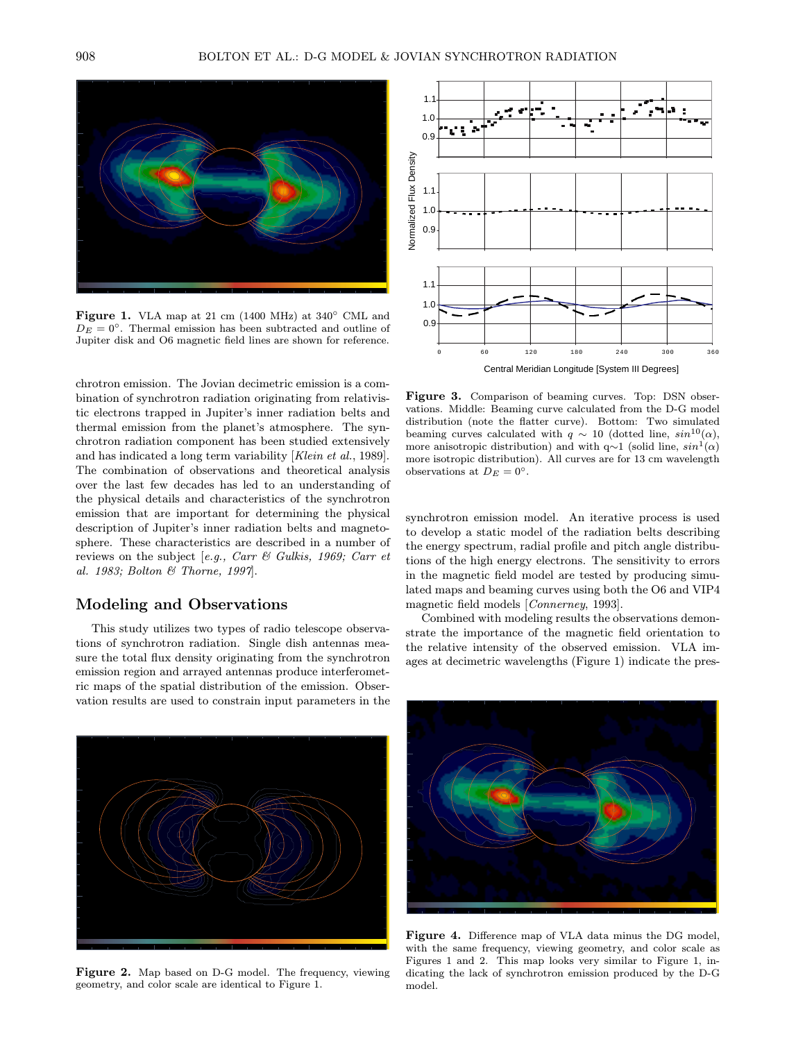**Figure 1.** VLA map at 21 cm (1400 MHz) at 340° CML and $D_E = 0°$. Thermal emission has been subtracted and outline of Jupiter disk and O6 magnetic field lines are shown for reference.

chrotron emission. The Jovian decimetric emission is a combination of synchrotron radiation originating from relativistic electrons trapped in Jupiter's inner radiation belts and thermal emission from the planet's atmosphere. The synchrotron radiation component has been studied extensively and has indicated a long term variability [*Klein et al.*, 1989]. The combination of observations and theoretical analysis over the last few decades has led to an understanding of the physical details and characteristics of the synchrotron emission that are important for determining the physical description of Jupiter's inner radiation belts and magnetosphere. These characteristics are described in a number of reviews on the subject [*e.g., Carr & Gulkis, 1969; Carr et al. 1983; Bolton & Thorne, 1997*].

## Modeling and Observations

This study utilizes two types of radio telescope observations of synchrotron radiation. Single dish antennas measure the total flux density originating from the synchrotron emission region and arrayed antennas produce interferometric maps of the spatial distribution of the emission. Observation results are used to constrain input parameters in the synchrotron emission model. An iterative process is used to develop a static model of the radiation belts describing the energy spectrum, radial profile and pitch angle distributions of the high energy electrons. The sensitivity to errors in the magnetic field model are tested by producing simulated maps and beaming curves using both the O6 and VIP4 magnetic field models [*Connerney*, 1993].

Combined with modeling results the observations demonstrate the importance of the magnetic field orientation to the relative intensity of the observed emission. VLA images at decimetric wavelengths (Figure 1) indicate the pres-

**Figure 2.** Map based on D-G model. The frequency, viewing geometry, and color scale are identical to Figure 1.

**Figure 3.** Comparison of beaming curves. Top: DSN observations. Middle: Beaming curve calculated from the D-G model distribution (note the flatter curve). Bottom: Two simulated beaming curves calculated with $q \sim 10$ (dotted line, $sin^{10}(\alpha)$, more anisotropic distribution) and with $q{\sim}1$ (solid line, $sin^{1}(\alpha)$ more isotropic distribution). All curves are for 13 cm wavelength observations at $D_E = 0°$.

**Figure 4.** Difference map of VLA data minus the DG model, with the same frequency, viewing geometry, and color scale as Figures 1 and 2. This map looks very similar to Figure 1, indicating the lack of synchrotron emission produced by the D-G model.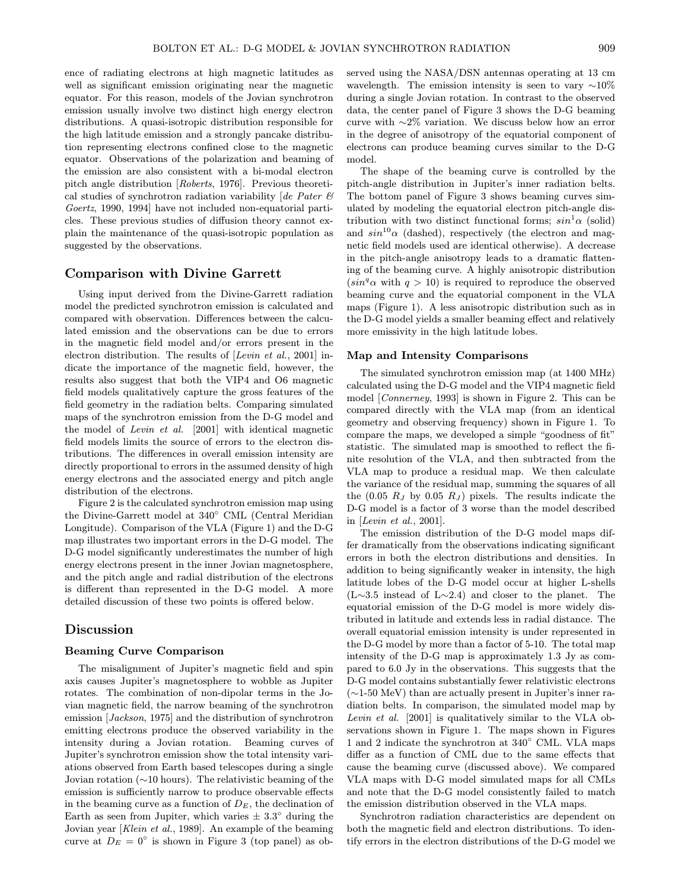ence of radiating electrons at high magnetic latitudes as well as significant emission originating near the magnetic equator. For this reason, models of the Jovian synchrotron emission usually involve two distinct high energy electron distributions. A quasi-isotropic distribution responsible for the high latitude emission and a strongly pancake distribution representing electrons confined close to the magnetic equator. Observations of the polarization and beaming of the emission are also consistent with a bi-modal electron pitch angle distribution [*Roberts*, 1976]. Previous theoretical studies of synchrotron radiation variability [*de Pater & Goertz*, 1990, 1994] have not included non-equatorial particles. These previous studies of diffusion theory cannot explain the maintenance of the quasi-isotropic population as suggested by the observations.

## Comparison with Divine Garrett

Using input derived from the Divine-Garrett radiation model the predicted synchrotron emission is calculated and compared with observation. Differences between the calculated emission and the observations can be due to errors in the magnetic field model and/or errors present in the electron distribution. The results of [*Levin et al.*, 2001] indicate the importance of the magnetic field, however, the results also suggest that both the VIP4 and O6 magnetic field models qualitatively capture the gross features of the field geometry in the radiation belts. Comparing simulated maps of the synchrotron emission from the D-G model and the model of *Levin et al.* [2001] with identical magnetic field models limits the source of errors to the electron distributions. The differences in overall emission intensity are directly proportional to errors in the assumed density of high energy electrons and the associated energy and pitch angle distribution of the electrons.

Figure 2 is the calculated synchrotron emission map using the Divine-Garrett model at 340° CML (Central Meridian Longitude). Comparison of the VLA (Figure 1) and the D-G map illustrates two important errors in the D-G model. The D-G model significantly underestimates the number of high energy electrons present in the inner Jovian magnetosphere, and the pitch angle and radial distribution of the electrons is different than represented in the D-G model. A more detailed discussion of these two points is offered below.

## Discussion

### Beaming Curve Comparison

The misalignment of Jupiter's magnetic field and spin axis causes Jupiter's magnetosphere to wobble as Jupiter rotates. The combination of non-dipolar terms in the Jovian magnetic field, the narrow beaming of the synchrotron emission [*Jackson*, 1975] and the distribution of synchrotron emitting electrons produce the observed variability in the intensity during a Jovian rotation. Beaming curves of Jupiter's synchrotron emission show the total intensity variations observed from Earth based telescopes during a single Jovian rotation (~10 hours). The relativistic beaming of the emission is sufficiently narrow to produce observable effects in the beaming curve as a function of $D_E$, the declination of Earth as seen from Jupiter, which varies ± 3.3° during the Jovian year [*Klein et al.*, 1989]. An example of the beaming curve at $D_E = 0°$ is shown in Figure 3 (top panel) as observed using the NASA/DSN antennas operating at 13 cm wavelength. The emission intensity is seen to vary ~10% during a single Jovian rotation. In contrast to the observed data, the center panel of Figure 3 shows the D-G beaming curve with ~2% variation. We discuss below how an error in the degree of anisotropy of the equatorial component of electrons can produce beaming curves similar to the D-G model.

The shape of the beaming curve is controlled by the pitch-angle distribution in Jupiter's inner radiation belts. The bottom panel of Figure 3 shows beaming curves simulated by modeling the equatorial electron pitch-angle distribution with two distinct functional forms; $sin^1\alpha$ (solid) and $sin^{10}\alpha$ (dashed), respectively (the electron and magnetic field models used are identical otherwise). A decrease in the pitch-angle anisotropy leads to a dramatic flattening of the beaming curve. A highly anisotropic distribution ($sin^q\alpha$ with $q > 10$) is required to reproduce the observed beaming curve and the equatorial component in the VLA maps (Figure 1). A less anisotropic distribution such as in the D-G model yields a smaller beaming effect and relatively more emissivity in the high latitude lobes.

### Map and Intensity Comparisons

The simulated synchrotron emission map (at 1400 MHz) calculated using the D-G model and the VIP4 magnetic field model [*Connerney*, 1993] is shown in Figure 2. This can be compared directly with the VLA map (from an identical geometry and observing frequency) shown in Figure 1. To compare the maps, we developed a simple "goodness of fit" statistic. The simulated map is smoothed to reflect the finite resolution of the VLA, and then subtracted from the VLA map to produce a residual map. We then calculate the variance of the residual map, summing the squares of all the (0.05 $R_J$ by 0.05 $R_J$) pixels. The results indicate the D-G model is a factor of 3 worse than the model described in [*Levin et al.*, 2001].

The emission distribution of the D-G model maps differ dramatically from the observations indicating significant errors in both the electron distributions and densities. In addition to being significantly weaker in intensity, the high latitude lobes of the D-G model occur at higher L-shells (L~3.5 instead of L~2.4) and closer to the planet. The equatorial emission of the D-G model is more widely distributed in latitude and extends less in radial distance. The overall equatorial emission intensity is under represented in the D-G model by more than a factor of 5-10. The total map intensity of the D-G map is approximately 1.3 Jy as compared to 6.0 Jy in the observations. This suggests that the D-G model contains substantially fewer relativistic electrons (~1-50 MeV) than are actually present in Jupiter's inner radiation belts. In comparison, the simulated model map by *Levin et al.* [2001] is qualitatively similar to the VLA observations shown in Figure 1. The maps shown in Figures 1 and 2 indicate the synchrotron at 340° CML. VLA maps differ as a function of CML due to the same effects that cause the beaming curve (discussed above). We compared VLA maps with D-G model simulated maps for all CMLs and note that the D-G model consistently failed to match the emission distribution observed in the VLA maps.

Synchrotron radiation characteristics are dependent on both the magnetic field and electron distributions. To identify errors in the electron distributions of the D-G model we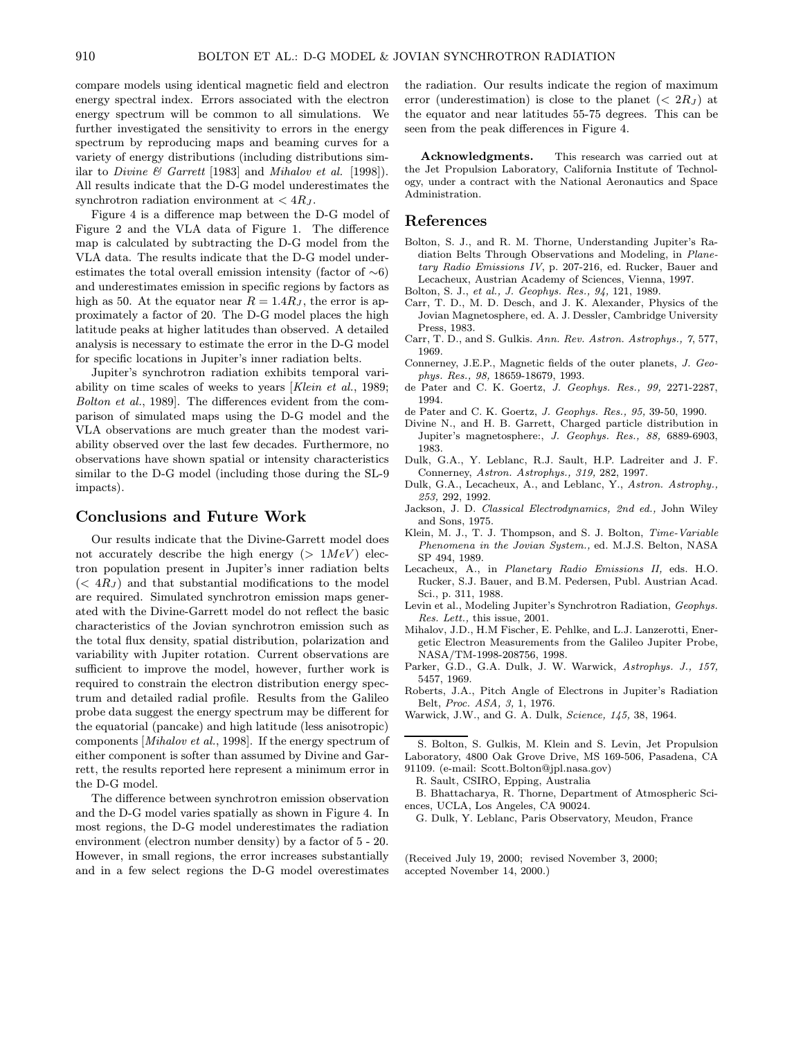compare models using identical magnetic field and electron energy spectral index. Errors associated with the electron energy spectrum will be common to all simulations. We further investigated the sensitivity to errors in the energy spectrum by reproducing maps and beaming curves for a variety of energy distributions (including distributions similar to *Divine & Garrett* [1983] and *Mihalov et al.* [1998]). All results indicate that the D-G model underestimates the synchrotron radiation environment at $< 4R_J$.

Figure 4 is a difference map between the D-G model of Figure 2 and the VLA data of Figure 1. The difference map is calculated by subtracting the D-G model from the VLA data. The results indicate that the D-G model underestimates the total overall emission intensity (factor of $\sim$6) and underestimates emission in specific regions by factors as high as 50. At the equator near $R = 1.4R_J$, the error is approximately a factor of 20. The D-G model places the high latitude peaks at higher latitudes than observed. A detailed analysis is necessary to estimate the error in the D-G model for specific locations in Jupiter's inner radiation belts.

Jupiter's synchrotron radiation exhibits temporal variability on time scales of weeks to years [*Klein et al.*, 1989; *Bolton et al.*, 1989]. The differences evident from the comparison of simulated maps using the D-G model and the VLA observations are much greater than the modest variability observed over the last few decades. Furthermore, no observations have shown spatial or intensity characteristics similar to the D-G model (including those during the SL-9 impacts).

## Conclusions and Future Work

Our results indicate that the Divine-Garrett model does not accurately describe the high energy ($> 1MeV$) electron population present in Jupiter's inner radiation belts ($< 4R_J$) and that substantial modifications to the model are required. Simulated synchrotron emission maps generated with the Divine-Garrett model do not reflect the basic characteristics of the Jovian synchrotron emission such as the total flux density, spatial distribution, polarization and variability with Jupiter rotation. Current observations are sufficient to improve the model, however, further work is required to constrain the electron distribution energy spectrum and detailed radial profile. Results from the Galileo probe data suggest the energy spectrum may be different for the equatorial (pancake) and high latitude (less anisotropic) components [*Mihalov et al.*, 1998]. If the energy spectrum of either component is softer than assumed by Divine and Garrett, the results reported here represent a minimum error in the D-G model.

The difference between synchrotron emission observation and the D-G model varies spatially as shown in Figure 4. In most regions, the D-G model underestimates the radiation environment (electron number density) by a factor of 5 - 20. However, in small regions, the error increases substantially and in a few select regions the D-G model overestimates the radiation. Our results indicate the region of maximum error (underestimation) is close to the planet ($< 2R_J$) at the equator and near latitudes 55-75 degrees. This can be seen from the peak differences in Figure 4.

**Acknowledgments.** This research was carried out at the Jet Propulsion Laboratory, California Institute of Technology, under a contract with the National Aeronautics and Space Administration.

## References

Bolton, S. J., and R. M. Thorne, Understanding Jupiter's Radiation Belts Through Observations and Modeling, in *Planetary Radio Emissions IV*, p. 207-216, ed. Rucker, Bauer and Lecacheux, Austrian Academy of Sciences, Vienna, 1997.

Bolton, S. J., *et al., J. Geophys. Res., 94,* 121, 1989.

Carr, T. D., M. D. Desch, and J. K. Alexander, Physics of the Jovian Magnetosphere, ed. A. J. Dessler, Cambridge University Press, 1983.

Carr, T. D., and S. Gulkis. *Ann. Rev. Astron. Astrophys., 7*, 577, 1969.

Connerney, J.E.P., Magnetic fields of the outer planets, *J. Geophys. Res., 98,* 18659-18679, 1993.

de Pater and C. K. Goertz, *J. Geophys. Res., 99,* 2271-2287, 1994.

de Pater and C. K. Goertz, *J. Geophys. Res., 95,* 39-50, 1990.

Divine N., and H. B. Garrett, Charged particle distribution in Jupiter's magnetosphere:, *J. Geophys. Res., 88,* 6889-6903, 1983.

Dulk, G.A., Y. Leblanc, R.J. Sault, H.P. Ladreiter and J. F. Connerney, *Astron. Astrophys., 319,* 282, 1997.

Dulk, G.A., Lecacheux, A., and Leblanc, Y., *Astron. Astrophy., 253,* 292, 1992.

Jackson, J. D. *Classical Electrodynamics, 2nd ed.,* John Wiley and Sons, 1975.

Klein, M. J., T. J. Thompson, and S. J. Bolton, *Time-Variable Phenomena in the Jovian System.,* ed. M.J.S. Belton, NASA SP 494, 1989.

Lecacheux, A., in *Planetary Radio Emissions II,* eds. H.O. Rucker, S.J. Bauer, and B.M. Pedersen, Publ. Austrian Acad. Sci., p. 311, 1988.

Levin et al., Modeling Jupiter's Synchrotron Radiation, *Geophys. Res. Lett.,* this issue, 2001.

Mihalov, J.D., H.M Fischer, E. Pehlke, and L.J. Lanzerotti, Energetic Electron Measurements from the Galileo Jupiter Probe, NASA/TM-1998-208756, 1998.

Parker, G.D., G.A. Dulk, J. W. Warwick, *Astrophys. J., 157,* 5457, 1969.

Roberts, J.A., Pitch Angle of Electrons in Jupiter's Radiation Belt, *Proc. ASA, 3,* 1, 1976.

Warwick, J.W., and G. A. Dulk, *Science, 145,* 38, 1964.

S. Bolton, S. Gulkis, M. Klein and S. Levin, Jet Propulsion Laboratory, 4800 Oak Grove Drive, MS 169-506, Pasadena, CA 91109. (e-mail: Scott.Bolton@jpl.nasa.gov)

R. Sault, CSIRO, Epping, Australia

B. Bhattacharya, R. Thorne, Department of Atmospheric Sciences, UCLA, Los Angeles, CA 90024.

G. Dulk, Y. Leblanc, Paris Observatory, Meudon, France

(Received July 19, 2000; revised November 3, 2000; accepted November 14, 2000.)